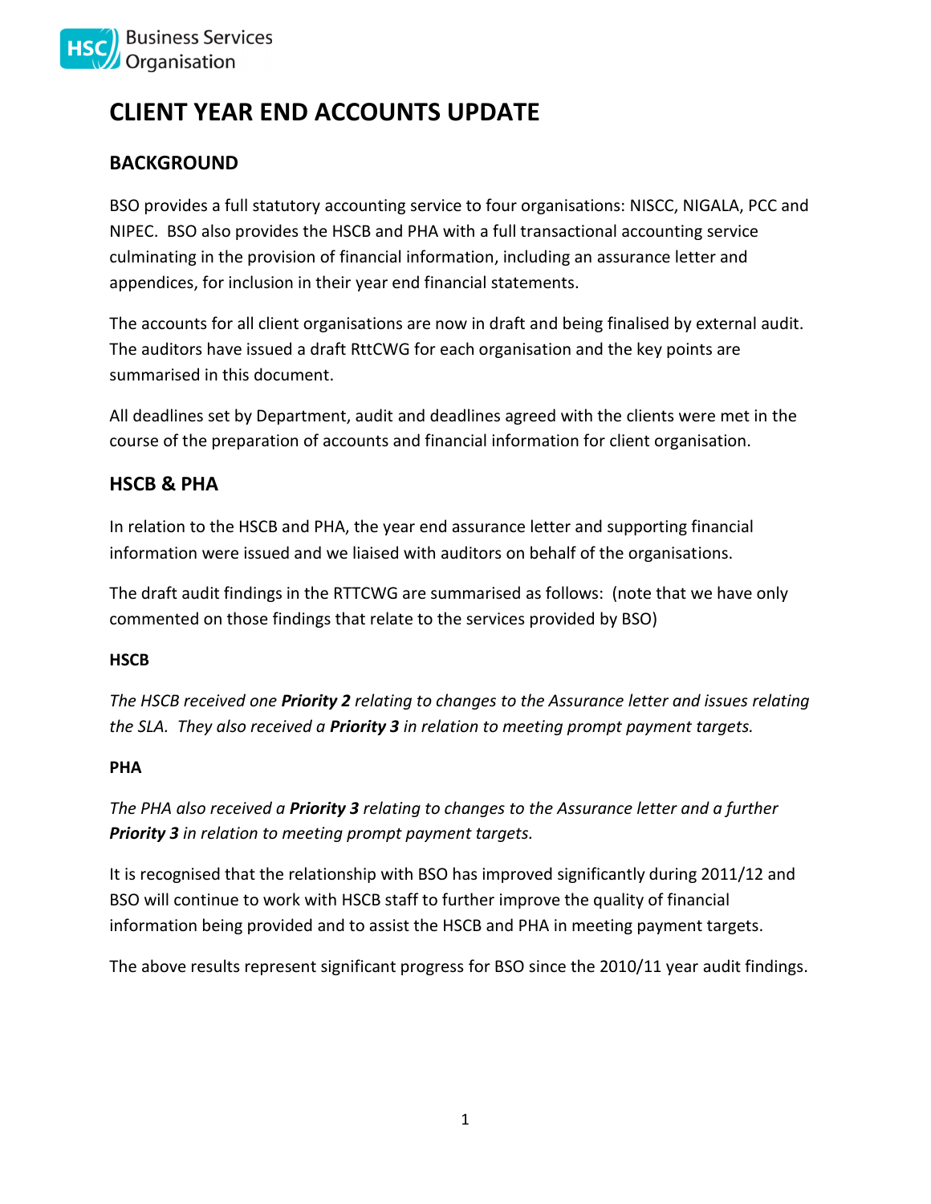# CLIENT YEAR END ACCOUNTS UPDATE

## BACKGROUND

BSO provides a full statutory accounting service to four organisations: NISCC, NIGALA, PCC and NIPEC. BSO also provides the HSCB and PHA with a full transactional accounting service culminating in the provision of financial information, including an assurance letter and appendices, for inclusion in their year end financial statements.

The accounts for all client organisations are now in draft and being finalised by external audit. The auditors have issued a draft RttCWG for each organisation and the key points are summarised in this document.

All deadlines set by Department, audit and deadlines agreed with the clients were met in the course of the preparation of accounts and financial information for client organisation.

## HSCB & PHA

In relation to the HSCB and PHA, the year end assurance letter and supporting financial information were issued and we liaised with auditors on behalf of the organisations.

The draft audit findings in the RTTCWG are summarised as follows: (note that we have only commented on those findings that relate to the services provided by BSO)

**HSCB**

*The HSCB received one **Priority 2** relating to changes to the Assurance letter and issues relating the SLA. They also received a **Priority 3** in relation to meeting prompt payment targets.*

**PHA**

*The PHA also received a **Priority 3** relating to changes to the Assurance letter and a further **Priority 3** in relation to meeting prompt payment targets.*

It is recognised that the relationship with BSO has improved significantly during 2011/12 and BSO will continue to work with HSCB staff to further improve the quality of financial information being provided and to assist the HSCB and PHA in meeting payment targets.

The above results represent significant progress for BSO since the 2010/11 year audit findings.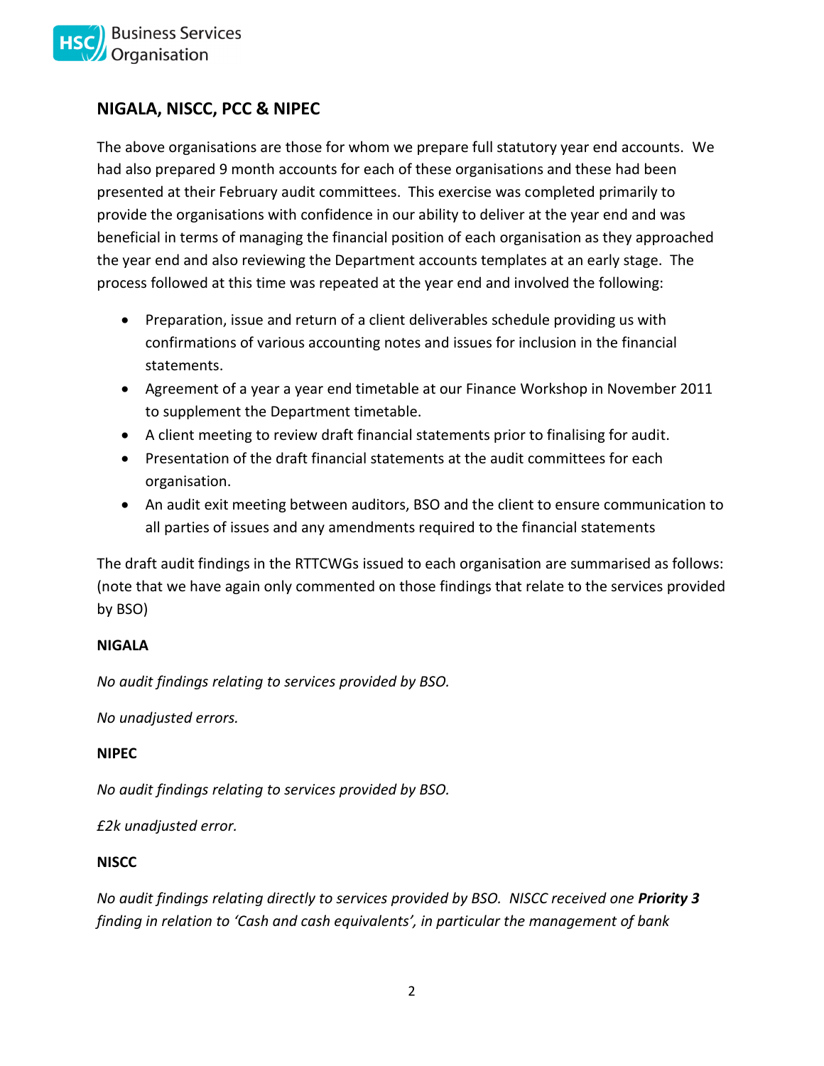## NIGALA, NISCC, PCC & NIPEC

The above organisations are those for whom we prepare full statutory year end accounts. We had also prepared 9 month accounts for each of these organisations and these had been presented at their February audit committees. This exercise was completed primarily to provide the organisations with confidence in our ability to deliver at the year end and was beneficial in terms of managing the financial position of each organisation as they approached the year end and also reviewing the Department accounts templates at an early stage. The process followed at this time was repeated at the year end and involved the following:

- Preparation, issue and return of a client deliverables schedule providing us with confirmations of various accounting notes and issues for inclusion in the financial statements.
- Agreement of a year a year end timetable at our Finance Workshop in November 2011 to supplement the Department timetable.
- A client meeting to review draft financial statements prior to finalising for audit.
- Presentation of the draft financial statements at the audit committees for each organisation.
- An audit exit meeting between auditors, BSO and the client to ensure communication to all parties of issues and any amendments required to the financial statements

The draft audit findings in the RTTCWGs issued to each organisation are summarised as follows: (note that we have again only commented on those findings that relate to the services provided by BSO)

**NIGALA**

*No audit findings relating to services provided by BSO.*

*No unadjusted errors.*

**NIPEC**

*No audit findings relating to services provided by BSO.*

*£2k unadjusted error.*

**NISCC**

*No audit findings relating directly to services provided by BSO. NISCC received one **Priority 3** finding in relation to 'Cash and cash equivalents', in particular the management of bank*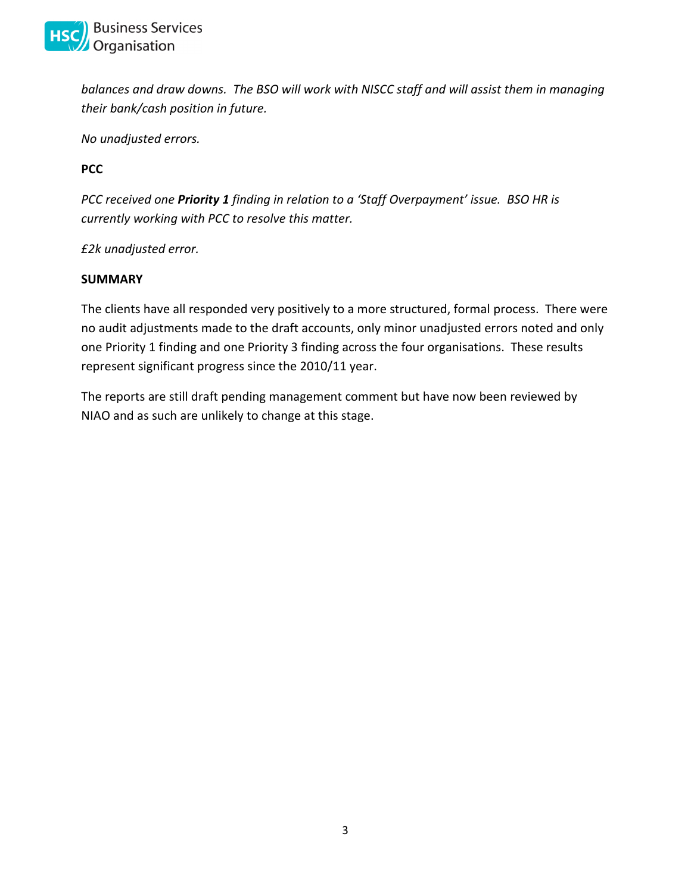*balances and draw downs. The BSO will work with NISCC staff and will assist them in managing their bank/cash position in future.*

*No unadjusted errors.*

**PCC**

*PCC received one **Priority 1** finding in relation to a 'Staff Overpayment' issue. BSO HR is currently working with PCC to resolve this matter.*

*£2k unadjusted error.*

**SUMMARY**

The clients have all responded very positively to a more structured, formal process. There were no audit adjustments made to the draft accounts, only minor unadjusted errors noted and only one Priority 1 finding and one Priority 3 finding across the four organisations. These results represent significant progress since the 2010/11 year.

The reports are still draft pending management comment but have now been reviewed by NIAO and as such are unlikely to change at this stage.